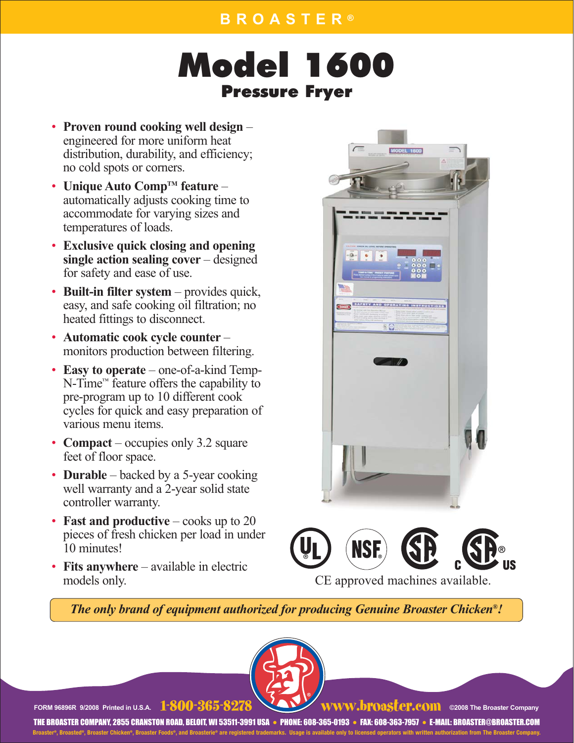BROASTER®

# Model 1600

## Pressure Fryer

- **Proven round cooking well design** – engineered for more uniform heat distribution, durability, and efficiency; no cold spots or corners.
- **Unique Auto Comp™ feature** – automatically adjusts cooking time to accommodate for varying sizes and temperatures of loads.
- **Exclusive quick closing and opening single action sealing cover** – designed for safety and ease of use.
- **Built-in filter system** – provides quick, easy, and safe cooking oil filtration; no heated fittings to disconnect.
- **Automatic cook cycle counter** – monitors production between filtering.
- **Easy to operate** – one-of-a-kind Temp-N-Time™ feature offers the capability to pre-program up to 10 different cook cycles for quick and easy preparation of various menu items.
- **Compact** – occupies only 3.2 square feet of floor space.
- **Durable** – backed by a 5-year cooking well warranty and a 2-year solid state controller warranty.
- **Fast and productive** – cooks up to 20 pieces of fresh chicken per load in under 10 minutes!
- **Fits anywhere** – available in electric models only.

CE approved machines available.

*The only brand of equipment authorized for producing Genuine Broaster Chicken®!*

FORM 96896R 9/2008 Printed in U.S.A. 1-800-365-8278 www.broaster.com ©2008 The Broaster Company

THE BROASTER COMPANY, 2855 CRANSTON ROAD, BELOIT, WI 53511-3991 USA • PHONE: 608-365-0193 • FAX: 608-363-7957 • E-MAIL: BROASTER@BROASTER.COM

Broaster®, Broasted®, Broaster Chicken®, Broaster Foods®, and Broasterie® are registered trademarks. Usage is available only to licensed operators with written authorization from The Broaster Company.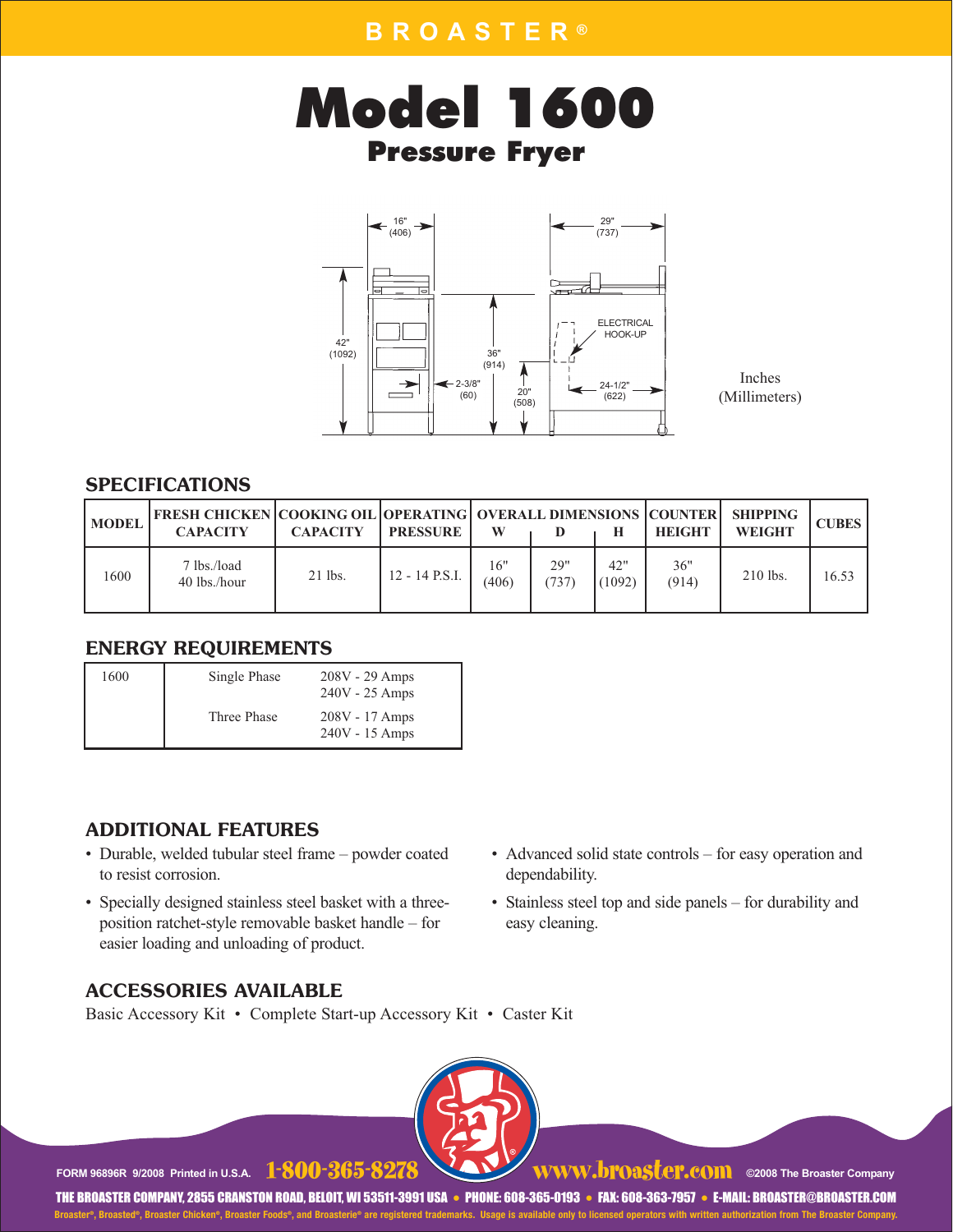BROASTER®

# Model 1600

## Pressure Fryer

16" (406)

29" (737)

42" (1092)

36" (914)

2-3/8" (60)

20" (508)

ELECTRICAL HOOK-UP

24-1/2" (622)

Inches (Millimeters)

## SPECIFICATIONS

| MODEL | FRESH CHICKEN CAPACITY | COOKING OIL CAPACITY | OPERATING PRESSURE | OVERALL DIMENSIONS W | D | H | COUNTER HEIGHT | SHIPPING WEIGHT | CUBES |
|---|---|---|---|---|---|---|---|---|---|
| 1600 | 7 lbs./load<br>40 lbs./hour | 21 lbs. | 12 - 14 P.S.I. | 16" (406) | 29" (737) | 42" (1092) | 36" (914) | 210 lbs. | 16.53 |

## ENERGY REQUIREMENTS

| | | |
|---|---|---|
| 1600 | Single Phase | 208V - 29 Amps<br>240V - 25 Amps |
| | Three Phase | 208V - 17 Amps<br>240V - 15 Amps |

## ADDITIONAL FEATURES

- Durable, welded tubular steel frame – powder coated to resist corrosion.
- Specially designed stainless steel basket with a three-position ratchet-style removable basket handle – for easier loading and unloading of product.
- Advanced solid state controls – for easy operation and dependability.
- Stainless steel top and side panels – for durability and easy cleaning.

## ACCESSORIES AVAILABLE

Basic Accessory Kit • Complete Start-up Accessory Kit • Caster Kit

FORM 96896R 9/2008 Printed in U.S.A. 1-800-365-8278 www.broaster.com ©2008 The Broaster Company

THE BROASTER COMPANY, 2855 CRANSTON ROAD, BELOIT, WI 53511-3991 USA • PHONE: 608-365-0193 • FAX: 608-363-7957 • E-MAIL: BROASTER@BROASTER.COM

Broaster®, Broasted®, Broaster Chicken®, Broaster Foods®, and Broasterie® are registered trademarks. Usage is available only to licensed operators with written authorization from The Broaster Company.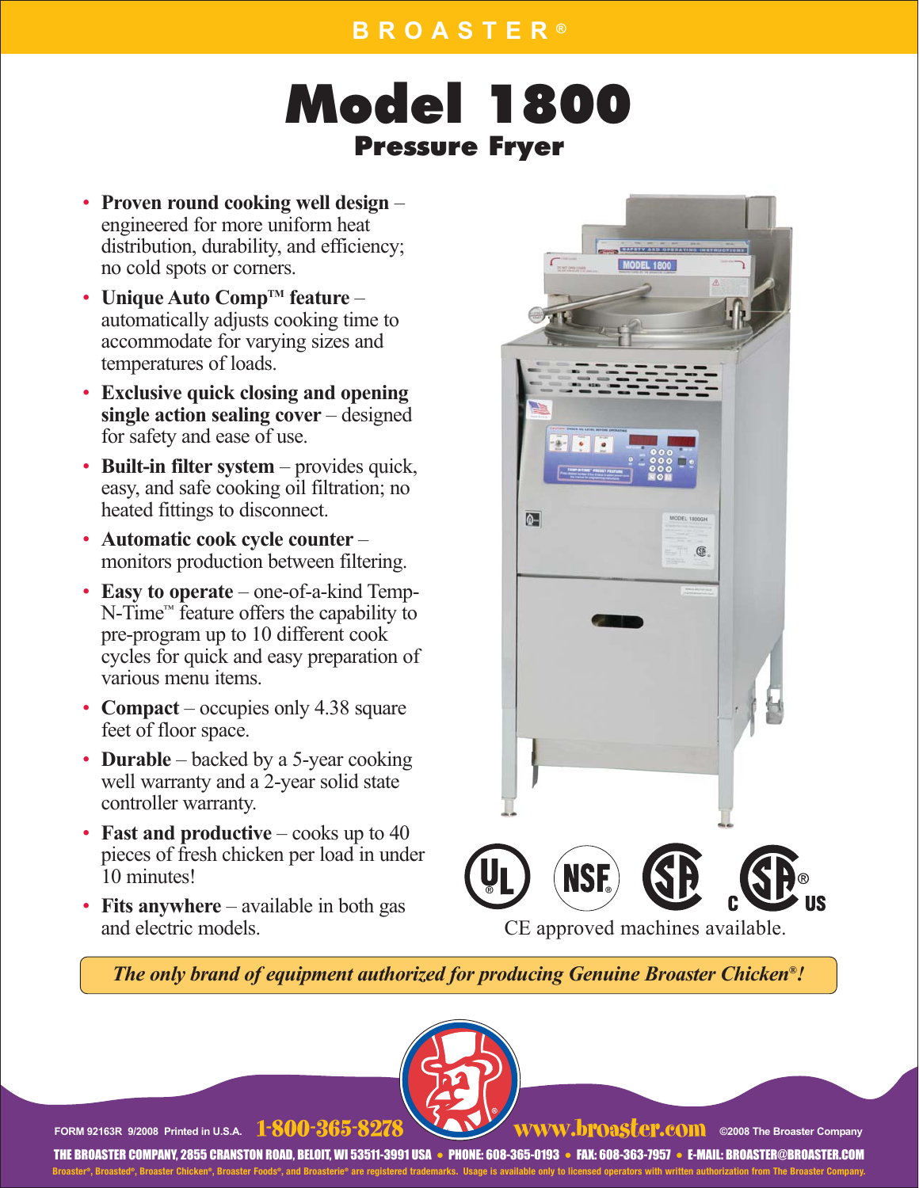BROASTER®

# Model 1800

## Pressure Fryer

- **Proven round cooking well design** – engineered for more uniform heat distribution, durability, and efficiency; no cold spots or corners.
- **Unique Auto Comp™ feature** – automatically adjusts cooking time to accommodate for varying sizes and temperatures of loads.
- **Exclusive quick closing and opening single action sealing cover** – designed for safety and ease of use.
- **Built-in filter system** – provides quick, easy, and safe cooking oil filtration; no heated fittings to disconnect.
- **Automatic cook cycle counter** – monitors production between filtering.
- **Easy to operate** – one-of-a-kind Temp-N-Time™ feature offers the capability to pre-program up to 10 different cook cycles for quick and easy preparation of various menu items.
- **Compact** – occupies only 4.38 square feet of floor space.
- **Durable** – backed by a 5-year cooking well warranty and a 2-year solid state controller warranty.
- **Fast and productive** – cooks up to 40 pieces of fresh chicken per load in under 10 minutes!
- **Fits anywhere** – available in both gas and electric models.

CE approved machines available.

*The only brand of equipment authorized for producing Genuine Broaster Chicken®!*

FORM 92163R 9/2008 Printed in U.S.A. 1-800-365-8278 www.broaster.com ©2008 The Broaster Company

THE BROASTER COMPANY, 2855 CRANSTON ROAD, BELOIT, WI 53511-3991 USA • PHONE: 608-365-0193 • FAX: 608-363-7957 • E-MAIL: BROASTER@BROASTER.COM

Broaster®, Broasted®, Broaster Chicken®, Broaster Foods®, and Broasterie® are registered trademarks. Usage is available only to licensed operators with written authorization from The Broaster Company.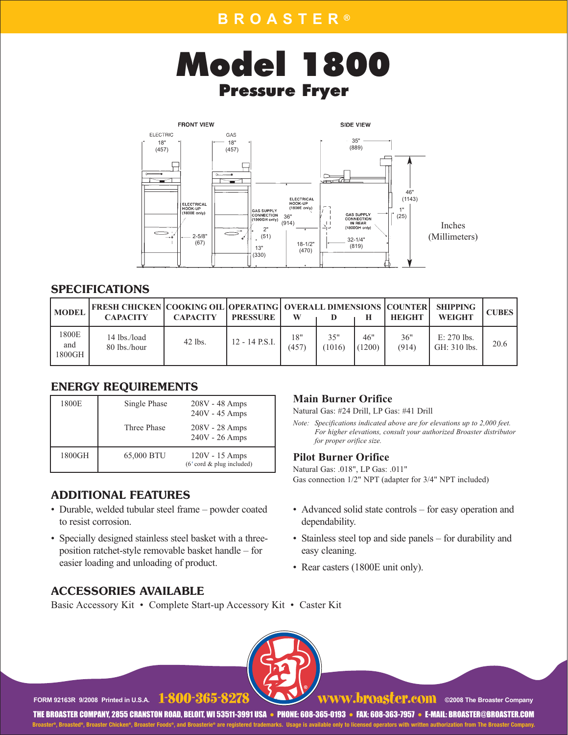BROASTER®

# Model 1800

## Pressure Fryer

FRONT VIEW

ELECTRIC 18" (457)

GAS 18" (457)

ELECTRICAL HOOK-UP (1800E only)

GAS SUPPLY CONNECTION (1800GH only)

2-5/8" (67)

2" (51)

13" (330)

36" (914)

18-1/2" (470)

SIDE VIEW

35" (889)

46" (1143)

1" (25)

GAS SUPPLY CONNECTION IN REAR (1800GH only)

32-1/4" (819)

Inches (Millimeters)

## SPECIFICATIONS

| MODEL | FRESH CHICKEN CAPACITY | COOKING OIL CAPACITY | OPERATING PRESSURE | OVERALL DIMENSIONS W | D | H | COUNTER HEIGHT | SHIPPING WEIGHT | CUBES |
|---|---|---|---|---|---|---|---|---|---|
| 1800E and 1800GH | 14 lbs./load 80 lbs./hour | 42 lbs. | 12 - 14 P.S.I. | 18" (457) | 35" (1016) | 46" (1200) | 36" (914) | E: 270 lbs. GH: 310 lbs. | 20.6 |

## ENERGY REQUIREMENTS

| | | |
|---|---|---|
| 1800E | Single Phase | 208V - 48 Amps<br>240V - 45 Amps |
| | Three Phase | 208V - 28 Amps<br>240V - 26 Amps |
| 1800GH | 65,000 BTU | 120V - 15 Amps<br>(6' cord & plug included) |

### Main Burner Orifice

Natural Gas: #24 Drill, LP Gas: #41 Drill

*Note: Specifications indicated above are for elevations up to 2,000 feet. For higher elevations, consult your authorized Broaster distributor for proper orifice size.*

### Pilot Burner Orifice

Natural Gas: .018", LP Gas: .011"
Gas connection 1/2" NPT (adapter for 3/4" NPT included)

## ADDITIONAL FEATURES

- Durable, welded tubular steel frame – powder coated to resist corrosion.
- Specially designed stainless steel basket with a three-position ratchet-style removable basket handle – for easier loading and unloading of product.
- Advanced solid state controls – for easy operation and dependability.
- Stainless steel top and side panels – for durability and easy cleaning.
- Rear casters (1800E unit only).

## ACCESSORIES AVAILABLE

Basic Accessory Kit • Complete Start-up Accessory Kit • Caster Kit

FORM 92163R 9/2008 Printed in U.S.A. 1-800-365-8278 www.broaster.com ©2008 The Broaster Company

THE BROASTER COMPANY, 2855 CRANSTON ROAD, BELOIT, WI 53511-3991 USA • PHONE: 608-365-0193 • FAX: 608-363-7957 • E-MAIL: BROASTER@BROASTER.COM

Broaster®, Broasted®, Broaster Chicken®, Broaster Foods®, and Broasterie® are registered trademarks. Usage is available only to licensed operators with written authorization from The Broaster Company.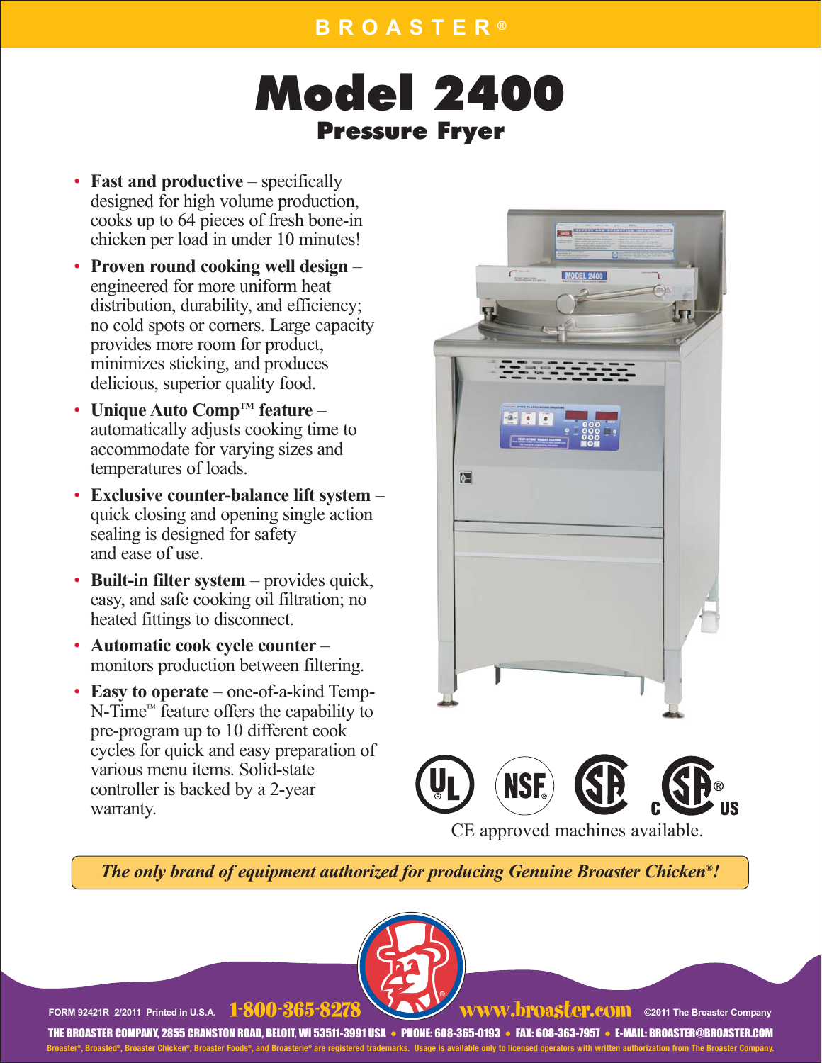BROASTER®

# Model 2400

## Pressure Fryer

- **Fast and productive** – specifically designed for high volume production, cooks up to 64 pieces of fresh bone-in chicken per load in under 10 minutes!
- **Proven round cooking well design** – engineered for more uniform heat distribution, durability, and efficiency; no cold spots or corners. Large capacity provides more room for product, minimizes sticking, and produces delicious, superior quality food.
- **Unique Auto Comp™ feature** – automatically adjusts cooking time to accommodate for varying sizes and temperatures of loads.
- **Exclusive counter-balance lift system** – quick closing and opening single action sealing is designed for safety and ease of use.
- **Built-in filter system** – provides quick, easy, and safe cooking oil filtration; no heated fittings to disconnect.
- **Automatic cook cycle counter** – monitors production between filtering.
- **Easy to operate** – one-of-a-kind Temp-N-Time™ feature offers the capability to pre-program up to 10 different cook cycles for quick and easy preparation of various menu items. Solid-state controller is backed by a 2-year warranty.

CE approved machines available.

*The only brand of equipment authorized for producing Genuine Broaster Chicken®!*

FORM 92421R 2/2011 Printed in U.S.A. 1-800-365-8278 www.broaster.com ©2011 The Broaster Company

THE BROASTER COMPANY, 2855 CRANSTON ROAD, BELOIT, WI 53511-3991 USA • PHONE: 608-365-0193 • FAX: 608-363-7957 • E-MAIL: BROASTER@BROASTER.COM

Broaster®, Broasted®, Broaster Chicken®, Broaster Foods®, and Broasterie® are registered trademarks. Usage is available only to licensed operators with written authorization from The Broaster Company.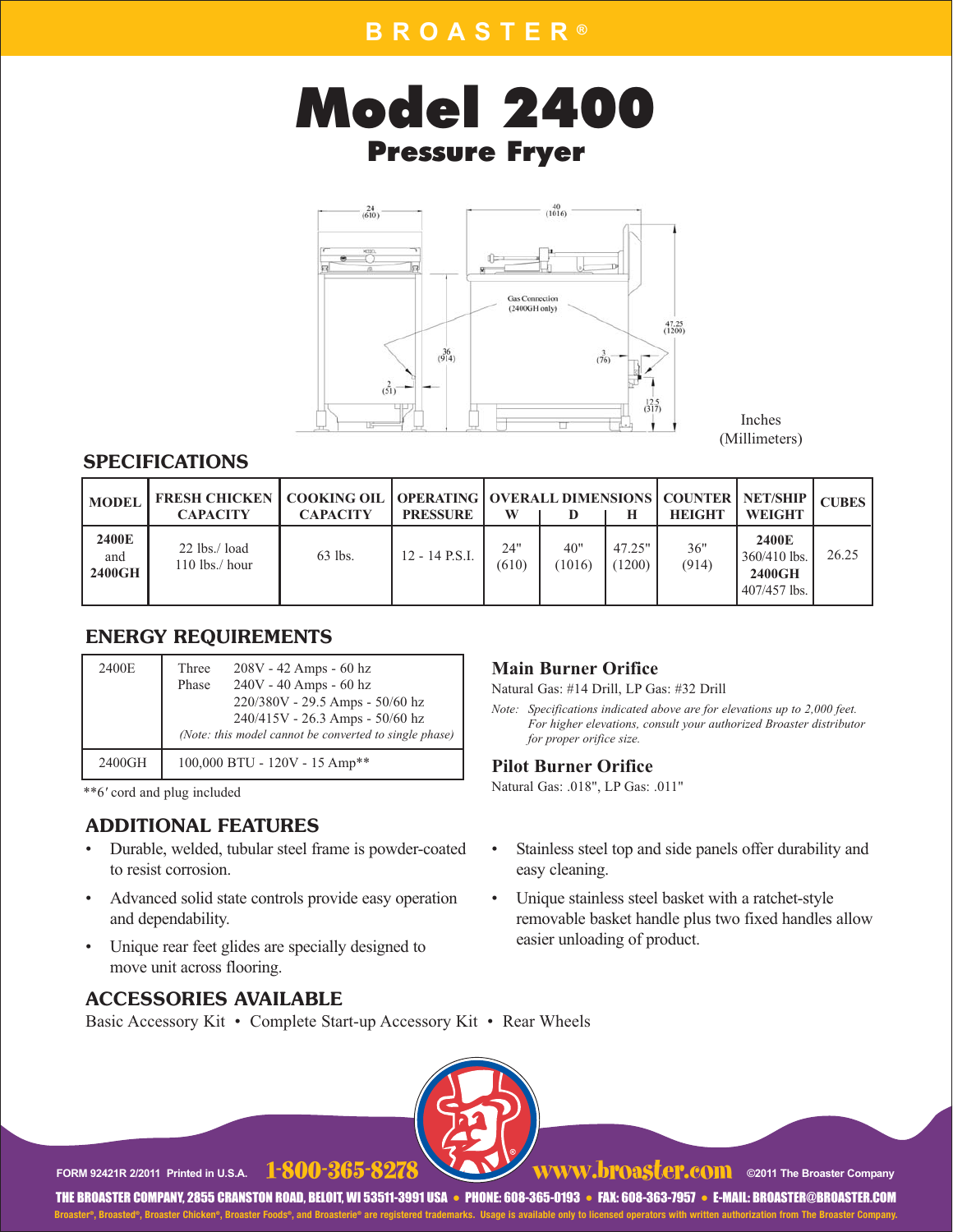BROASTER®

# Model 2400

## Pressure Fryer

Inches
(Millimeters)

## SPECIFICATIONS

| MODEL | FRESH CHICKEN CAPACITY | COOKING OIL CAPACITY | OPERATING PRESSURE | OVERALL DIMENSIONS W | D | H | COUNTER HEIGHT | NET/SHIP WEIGHT | CUBES |
|---|---|---|---|---|---|---|---|---|---|
| **2400E** and **2400GH** | 22 lbs./ load 110 lbs./ hour | 63 lbs. | 12 - 14 P.S.I. | 24" (610) | 40" (1016) | 47.25" (1200) | 36" (914) | **2400E** 360/410 lbs. **2400GH** 407/457 lbs. | 26.25 |

## ENERGY REQUIREMENTS

| | |
|---|---|
| 2400E | Three Phase 208V - 42 Amps - 60 hz<br>240V - 40 Amps - 60 hz<br>220/380V - 29.5 Amps - 50/60 hz<br>240/415V - 26.3 Amps - 50/60 hz<br>*(Note: this model cannot be converted to single phase)* |
| 2400GH | 100,000 BTU - 120V - 15 Amp** |

**6′ cord and plug included

### Main Burner Orifice

Natural Gas: #14 Drill, LP Gas: #32 Drill

*Note: Specifications indicated above are for elevations up to 2,000 feet. For higher elevations, consult your authorized Broaster distributor for proper orifice size.*

### Pilot Burner Orifice

Natural Gas: .018", LP Gas: .011"

## ADDITIONAL FEATURES

- Durable, welded, tubular steel frame is powder-coated to resist corrosion.
- Advanced solid state controls provide easy operation and dependability.
- Unique rear feet glides are specially designed to move unit across flooring.
- Stainless steel top and side panels offer durability and easy cleaning.
- Unique stainless steel basket with a ratchet-style removable basket handle plus two fixed handles allow easier unloading of product.

## ACCESSORIES AVAILABLE

Basic Accessory Kit • Complete Start-up Accessory Kit • Rear Wheels

FORM 92421R 2/2011 Printed in U.S.A. 1-800-365-8278 www.broaster.com ©2011 The Broaster Company

THE BROASTER COMPANY, 2855 CRANSTON ROAD, BELOIT, WI 53511-3991 USA • PHONE: 608-365-0193 • FAX: 608-363-7957 • E-MAIL: BROASTER@BROASTER.COM

Broaster®, Broasted®, Broaster Chicken®, Broaster Foods®, and Broasterie® are registered trademarks. Usage is available only to licensed operators with written authorization from The Broaster Company.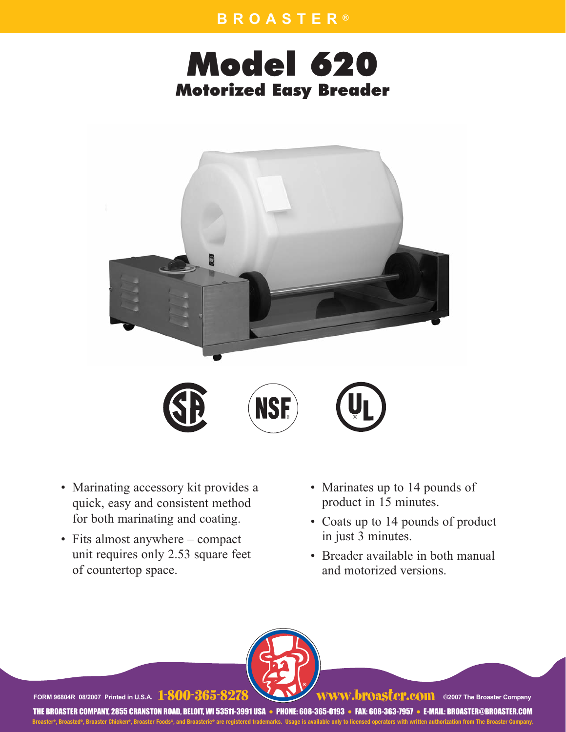BROASTER®

# Model 620

## Motorized Easy Breader

- Marinating accessory kit provides a quick, easy and consistent method for both marinating and coating.
- Fits almost anywhere – compact unit requires only 2.53 square feet of countertop space.
- Marinates up to 14 pounds of product in 15 minutes.
- Coats up to 14 pounds of product in just 3 minutes.
- Breader available in both manual and motorized versions.

FORM 96804R 08/2007 Printed in U.S.A. 1-800-365-8278 www.broaster.com ©2007 The Broaster Company

THE BROASTER COMPANY, 2855 CRANSTON ROAD, BELOIT, WI 53511-3991 USA • PHONE: 608-365-0193 • FAX: 608-363-7957 • E-MAIL: BROASTER@BROASTER.COM

Broaster®, Broasted®, Broaster Chicken®, Broaster Foods®, and Broasterie® are registered trademarks. Usage is available only to licensed operators with written authorization from The Broaster Company.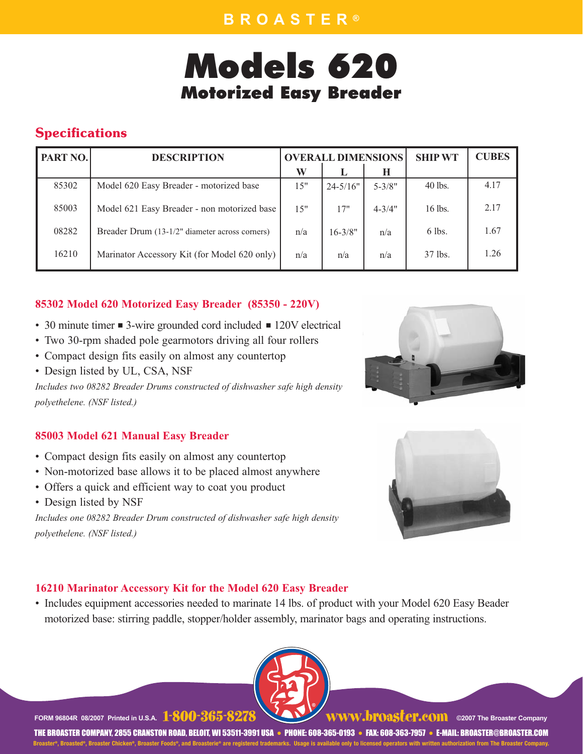# Models 620

## Motorized Easy Breader

## Specifications

| PART NO. | DESCRIPTION | OVERALL DIMENSIONS | | | SHIP WT | CUBES |
|---|---|---|---|---|---|---|
| | | W | L | H | | |
| 85302 | Model 620 Easy Breader - motorized base | 15" | 24-5/16" | 5-3/8" | 40 lbs. | 4.17 |
| 85003 | Model 621 Easy Breader - non motorized base | 15" | 17" | 4-3/4" | 16 lbs. | 2.17 |
| 08282 | Breader Drum (13-1/2" diameter across corners) | n/a | 16-3/8" | n/a | 6 lbs. | 1.67 |
| 16210 | Marinator Accessory Kit (for Model 620 only) | n/a | n/a | n/a | 37 lbs. | 1.26 |

### 85302 Model 620 Motorized Easy Breader (85350 - 220V)

- 30 minute timer ■ 3-wire grounded cord included ■ 120V electrical
- Two 30-rpm shaded pole gearmotors driving all four rollers
- Compact design fits easily on almost any countertop
- Design listed by UL, CSA, NSF

*Includes two 08282 Breader Drums constructed of dishwasher safe high density polyethelene. (NSF listed.)*

### 85003 Model 621 Manual Easy Breader

- Compact design fits easily on almost any countertop
- Non-motorized base allows it to be placed almost anywhere
- Offers a quick and efficient way to coat you product
- Design listed by NSF

*Includes one 08282 Breader Drum constructed of dishwasher safe high density polyethelene. (NSF listed.)*

### 16210 Marinator Accessory Kit for the Model 620 Easy Breader

- Includes equipment accessories needed to marinate 14 lbs. of product with your Model 620 Easy Beader motorized base: stirring paddle, stopper/holder assembly, marinator bags and operating instructions.

FORM 96804R 08/2007 Printed in U.S.A. 1-800-365-8278 www.broaster.com ©2007 The Broaster Company

THE BROASTER COMPANY, 2855 CRANSTON ROAD, BELOIT, WI 53511-3991 USA • PHONE: 608-365-0193 • FAX: 608-363-7957 • E-MAIL: BROASTER@BROASTER.COM

Broaster®, Broasted®, Broaster Chicken®, Broaster Foods®, and Broasterie® are registered trademarks. Usage is available only to licensed operators with written authorization from The Broaster Company.